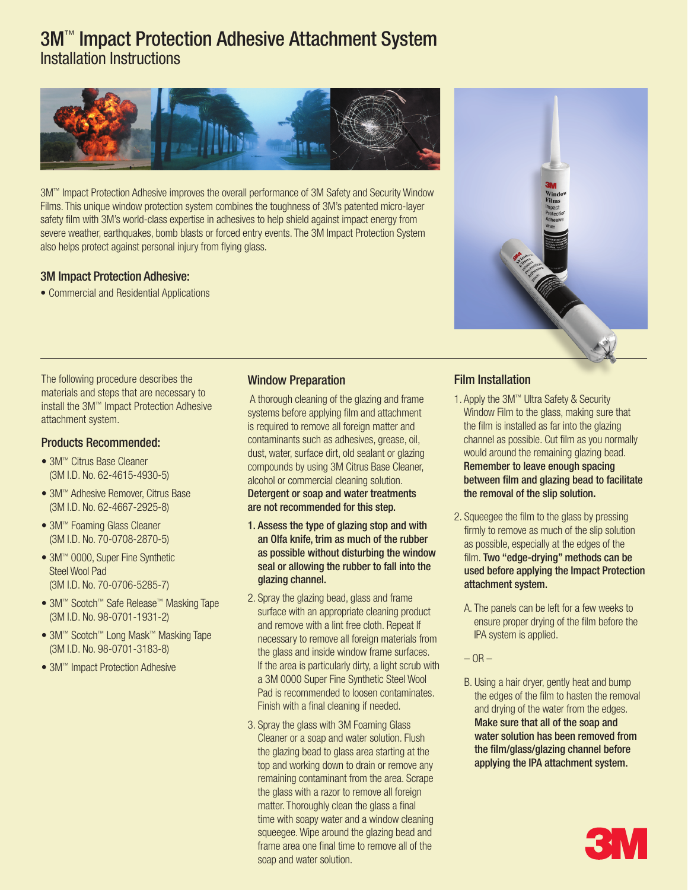# 3M™ Impact Protection Adhesive Attachment System

Installation Instructions

3M™ Impact Protection Adhesive improves the overall performance of 3M Safety and Security Window Films. This unique window protection system combines the toughness of 3M's patented micro-layer safety film with 3M's world-class expertise in adhesives to help shield against impact energy from severe weather, earthquakes, bomb blasts or forced entry events. The 3M Impact Protection System also helps protect against personal injury from flying glass.

## 3M Impact Protection Adhesive:

- Commercial and Residential Applications

The following procedure describes the materials and steps that are necessary to install the 3M™ Impact Protection Adhesive attachment system.

### Products Recommended:

- 3M™ Citrus Base Cleaner (3M I.D. No. 62-4615-4930-5)
- 3M™ Adhesive Remover, Citrus Base (3M I.D. No. 62-4667-2925-8)
- 3M™ Foaming Glass Cleaner (3M I.D. No. 70-0708-2870-5)
- 3M™ 0000, Super Fine Synthetic Steel Wool Pad (3M I.D. No. 70-0706-5285-7)
- 3M™ Scotch™ Safe Release™ Masking Tape (3M I.D. No. 98-0701-1931-2)
- 3M™ Scotch™ Long Mask™ Masking Tape (3M I.D. No. 98-0701-3183-8)
- 3M™ Impact Protection Adhesive

## Window Preparation

A thorough cleaning of the glazing and frame systems before applying film and attachment is required to remove all foreign matter and contaminants such as adhesives, grease, oil, dust, water, surface dirt, old sealant or glazing compounds by using 3M Citrus Base Cleaner, alcohol or commercial cleaning solution. **Detergent or soap and water treatments are not recommended for this step.**

1. **Assess the type of glazing stop and with an Olfa knife, trim as much of the rubber as possible without disturbing the window seal or allowing the rubber to fall into the glazing channel.**
2. Spray the glazing bead, glass and frame surface with an appropriate cleaning product and remove with a lint free cloth. Repeat If necessary to remove all foreign materials from the glass and inside window frame surfaces. If the area is particularly dirty, a light scrub with a 3M 0000 Super Fine Synthetic Steel Wool Pad is recommended to loosen contaminates. Finish with a final cleaning if needed.
3. Spray the glass with 3M Foaming Glass Cleaner or a soap and water solution. Flush the glazing bead to glass area starting at the top and working down to drain or remove any remaining contaminant from the area. Scrape the glass with a razor to remove all foreign matter. Thoroughly clean the glass a final time with soapy water and a window cleaning squeegee. Wipe around the glazing bead and frame area one final time to remove all of the soap and water solution.

## Film Installation

1. Apply the 3M™ Ultra Safety & Security Window Film to the glass, making sure that the film is installed as far into the glazing channel as possible. Cut film as you normally would around the remaining glazing bead. **Remember to leave enough spacing between film and glazing bead to facilitate the removal of the slip solution.**
2. Squeegee the film to the glass by pressing firmly to remove as much of the slip solution as possible, especially at the edges of the film. **Two "edge-drying" methods can be used before applying the Impact Protection attachment system.**

   A. The panels can be left for a few weeks to ensure proper drying of the film before the IPA system is applied.

   – OR –

   B. Using a hair dryer, gently heat and bump the edges of the film to hasten the removal and drying of the water from the edges. **Make sure that all of the soap and water solution has been removed from the film/glass/glazing channel before applying the IPA attachment system.**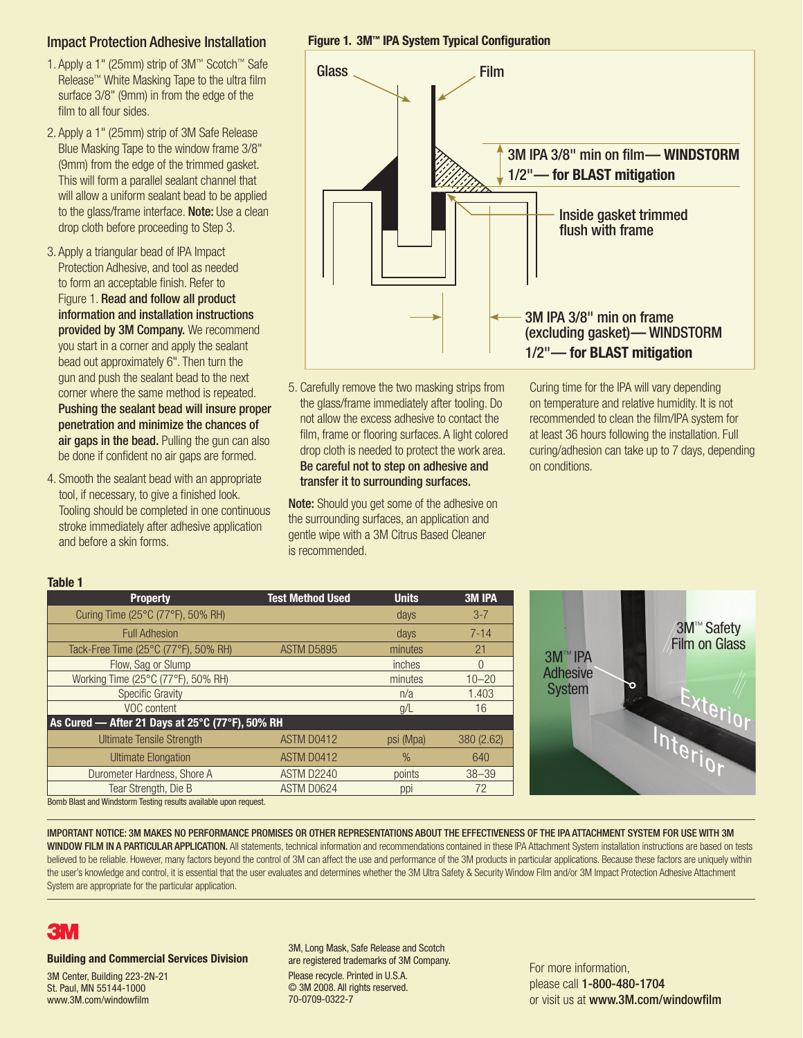## Impact Protection Adhesive Installation

1. Apply a 1" (25mm) strip of 3M™ Scotch™ Safe Release™ White Masking Tape to the ultra film surface 3/8" (9mm) in from the edge of the film to all four sides.
2. Apply a 1" (25mm) strip of 3M Safe Release Blue Masking Tape to the window frame 3/8" (9mm) from the edge of the trimmed gasket. This will form a parallel sealant channel that will allow a uniform sealant bead to be applied to the glass/frame interface. **Note:** Use a clean drop cloth before proceeding to Step 3.
3. Apply a triangular bead of IPA Impact Protection Adhesive, and tool as needed to form an acceptable finish. Refer to Figure 1. **Read and follow all product information and installation instructions provided by 3M Company.** We recommend you start in a corner and apply the sealant bead out approximately 6". Then turn the gun and push the sealant bead to the next corner where the same method is repeated. **Pushing the sealant bead will insure proper penetration and minimize the chances of air gaps in the bead.** Pulling the gun can also be done if confident no air gaps are formed.
4. Smooth the sealant bead with an appropriate tool, if necessary, to give a finished look. Tooling should be completed in one continuous stroke immediately after adhesive application and before a skin forms.

**Figure 1. 3M™ IPA System Typical Configuration**

Glass

Film

3M IPA 3/8" min on film— **WINDSTORM**
1/2"— **for BLAST mitigation**

Inside gasket trimmed flush with frame

3M IPA 3/8" min on frame (excluding gasket)— WINDSTORM
**1/2"— for BLAST mitigation**

5. Carefully remove the two masking strips from the glass/frame immediately after tooling. Do not allow the excess adhesive to contact the film, frame or flooring surfaces. A light colored drop cloth is needed to protect the work area. **Be careful not to step on adhesive and transfer it to surrounding surfaces.**

**Note:** Should you get some of the adhesive on the surrounding surfaces, an application and gentle wipe with a 3M Citrus Based Cleaner is recommended.

Curing time for the IPA will vary depending on temperature and relative humidity. It is not recommended to clean the film/IPA system for at least 36 hours following the installation. Full curing/adhesion can take up to 7 days, depending on conditions.

**Table 1**

| Property | Test Method Used | Units | 3M IPA |
|---|---|---|---|
| Curing Time (25°C (77°F), 50% RH) | | days | 3-7 |
| Full Adhesion | | days | 7-14 |
| Tack-Free Time (25°C (77°F), 50% RH) | ASTM D5895 | minutes | 21 |
| Flow, Sag or Slump | | inches | 0 |
| Working Time (25°C (77°F), 50% RH) | | minutes | 10–20 |
| Specific Gravity | | n/a | 1.403 |
| VOC content | | g/L | 16 |
| **As Cured — After 21 Days at 25°C (77°F), 50% RH** | | | |
| Ultimate Tensile Strength | ASTM D0412 | psi (Mpa) | 380 (2.62) |
| Ultimate Elongation | ASTM D0412 | % | 640 |
| Durometer Hardness, Shore A | ASTM D2240 | points | 38–39 |
| Tear Strength, Die B | ASTM D0624 | ppi | 72 |

Bomb Blast and Windstorm Testing results available upon request.

3M™ Safety Film on Glass

3M™ IPA Adhesive System

Exterior

Interior

**IMPORTANT NOTICE: 3M MAKES NO PERFORMANCE PROMISES OR OTHER REPRESENTATIONS ABOUT THE EFFECTIVENESS OF THE IPA ATTACHMENT SYSTEM FOR USE WITH 3M WINDOW FILM IN A PARTICULAR APPLICATION.** All statements, technical information and recommendations contained in these IPA Attachment System installation instructions are based on tests believed to be reliable. However, many factors beyond the control of 3M can affect the use and performance of the 3M products in particular applications. Because these factors are uniquely within the user's knowledge and control, it is essential that the user evaluates and determines whether the 3M Ultra Safety & Security Window Film and/or 3M Impact Protection Adhesive Attachment System are appropriate for the particular application.

**3M**

**Building and Commercial Services Division**

3M Center, Building 223-2N-21
St. Paul, MN 55144-1000
www.3M.com/windowfilm

3M, Long Mask, Safe Release and Scotch are registered trademarks of 3M Company.

Please recycle. Printed in U.S.A.
© 3M 2008. All rights reserved.
70-0709-0322-7

For more information,
please call **1-800-480-1704**
or visit us at **www.3M.com/windowfilm**